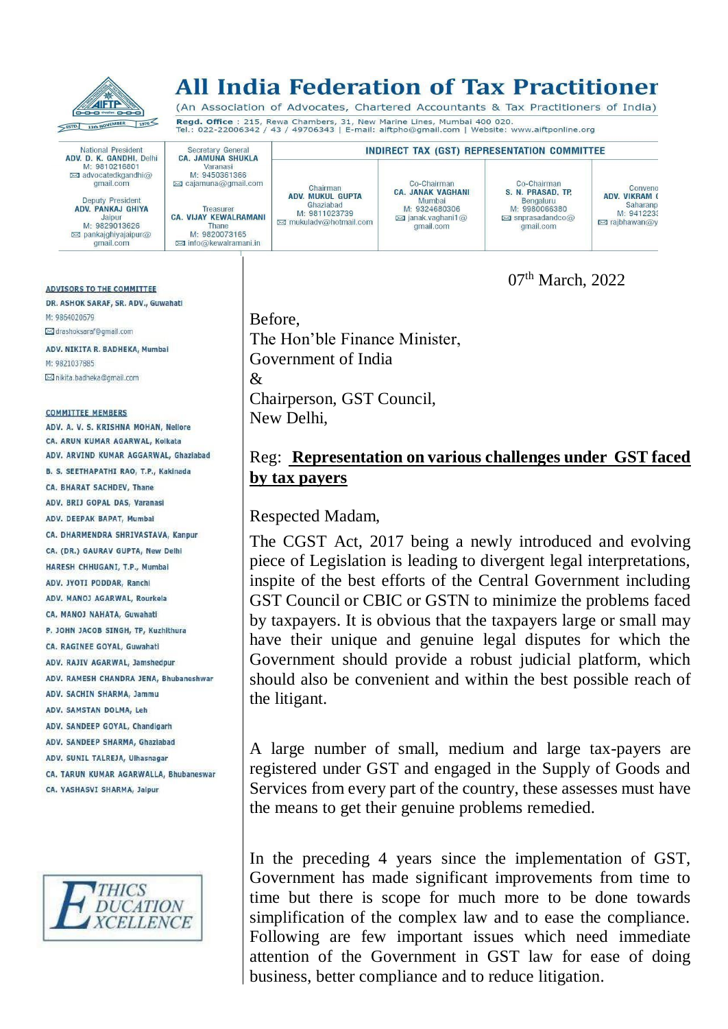# All India Federation of Tax Practitioner

(An Association of Advocates, Chartered Accountants & Tax Practitioners of India)

**Regd. Office** : 215, Rewa Chambers, 31, New Marine Lines, Mumbai 400 020.
Tel.: 022-22006342 / 43 / 49706343 | E-mail: aiftpho@gmail.com | Website: www.aiftponline.org

| National President | Secretary General | INDIRECT TAX (GST) REPRESENTATION COMMITTEE | | | |
|---|---|---|---|---|---|
| **ADV. D. K. GANDHI**, Delhi<br>M: 9810216801<br>advocatedkgandhi@gmail.com | **CA. JAMUNA SHUKLA**<br>Varanasi<br>M: 9450361366<br>cajamuna@gmail.com | Chairman<br>**ADV. MUKUL GUPTA**<br>Ghaziabad<br>M: 9811023739<br>mukuladv@hotmail.com | Co-Chairman<br>**CA. JANAK VAGHANI**<br>Mumbai<br>M: 9324680306<br>janak.vaghani1@gmail.com | Co-Chairman<br>**S. N. PRASAD, TP.**<br>Bengaluru<br>M: 9980066380<br>snprasadandco@gmail.com | Conveno<br>**ADV. VIKRAM (**<br>Saharanp<br>M: 941223<br>rajbhawan@y |
| Deputy President<br>**ADV. PANKAJ GHIYA**<br>Jaipur<br>M: 9829013626<br>pankajghiyajaipur@gmail.com | Treasurer<br>**CA. VIJAY KEWALRAMANI**<br>Thane<br>M: 9820073165<br>info@kewalramani.in | | | | |

**ADVISORS TO THE COMMITTEE**

**DR. ASHOK SARAF, SR. ADV., Guwahati**
M: 9864020679
drashoksaraf@gmail.com

**ADV. NIKITA R. BADHEKA, Mumbai**
M: 9821037885
nikita.badheka@gmail.com

**COMMITTEE MEMBERS**

- ADV. A. V. S. KRISHNA MOHAN, Nellore
- CA. ARUN KUMAR AGARWAL, Kolkata
- ADV. ARVIND KUMAR AGGARWAL, Ghaziabad
- B. S. SEETHAPATHI RAO, T.P., Kakinada
- CA. BHARAT SACHDEV, Thane
- ADV. BRIJ GOPAL DAS, Varanasi
- ADV. DEEPAK BAPAT, Mumbai
- CA. DHARMENDRA SHRIVASTAVA, Kanpur
- CA. (DR.) GAURAV GUPTA, New Delhi
- HARESH CHHUGANI, T.P., Mumbai
- ADV. JYOTI PODDAR, Ranchi
- ADV. MANOJ AGARWAL, Rourkela
- CA. MANOJ NAHATA, Guwahati
- P. JOHN JACOB SINGH, TP, Kuzhithura
- CA. RAGINEE GOYAL, Guwahati
- ADV. RAJIV AGARWAL, Jamshedpur
- ADV. RAMESH CHANDRA JENA, Bhubaneshwar
- ADV. SACHIN SHARMA, Jammu
- ADV. SAMSTAN DOLMA, Leh
- ADV. SANDEEP GOYAL, Chandigarh
- ADV. SANDEEP SHARMA, Ghaziabad
- ADV. SUNIL TALREJA, Ulhasnagar
- CA. TARUN KUMAR AGARWALLA, Bhubaneswar
- CA. YASHASVI SHARMA, Jaipur

ETHICS EDUCATION EXCELLENCE

07th March, 2022

Before,
The Hon'ble Finance Minister,
Government of India
&
Chairperson, GST Council,
New Delhi,

Reg: **Representation on various challenges under GST faced by tax payers**

Respected Madam,

The CGST Act, 2017 being a newly introduced and evolving piece of Legislation is leading to divergent legal interpretations, inspite of the best efforts of the Central Government including GST Council or CBIC or GSTN to minimize the problems faced by taxpayers. It is obvious that the taxpayers large or small may have their unique and genuine legal disputes for which the Government should provide a robust judicial platform, which should also be convenient and within the best possible reach of the litigant.

A large number of small, medium and large tax-payers are registered under GST and engaged in the Supply of Goods and Services from every part of the country, these assesses must have the means to get their genuine problems remedied.

In the preceding 4 years since the implementation of GST, Government has made significant improvements from time to time but there is scope for much more to be done towards simplification of the complex law and to ease the compliance. Following are few important issues which need immediate attention of the Government in GST law for ease of doing business, better compliance and to reduce litigation.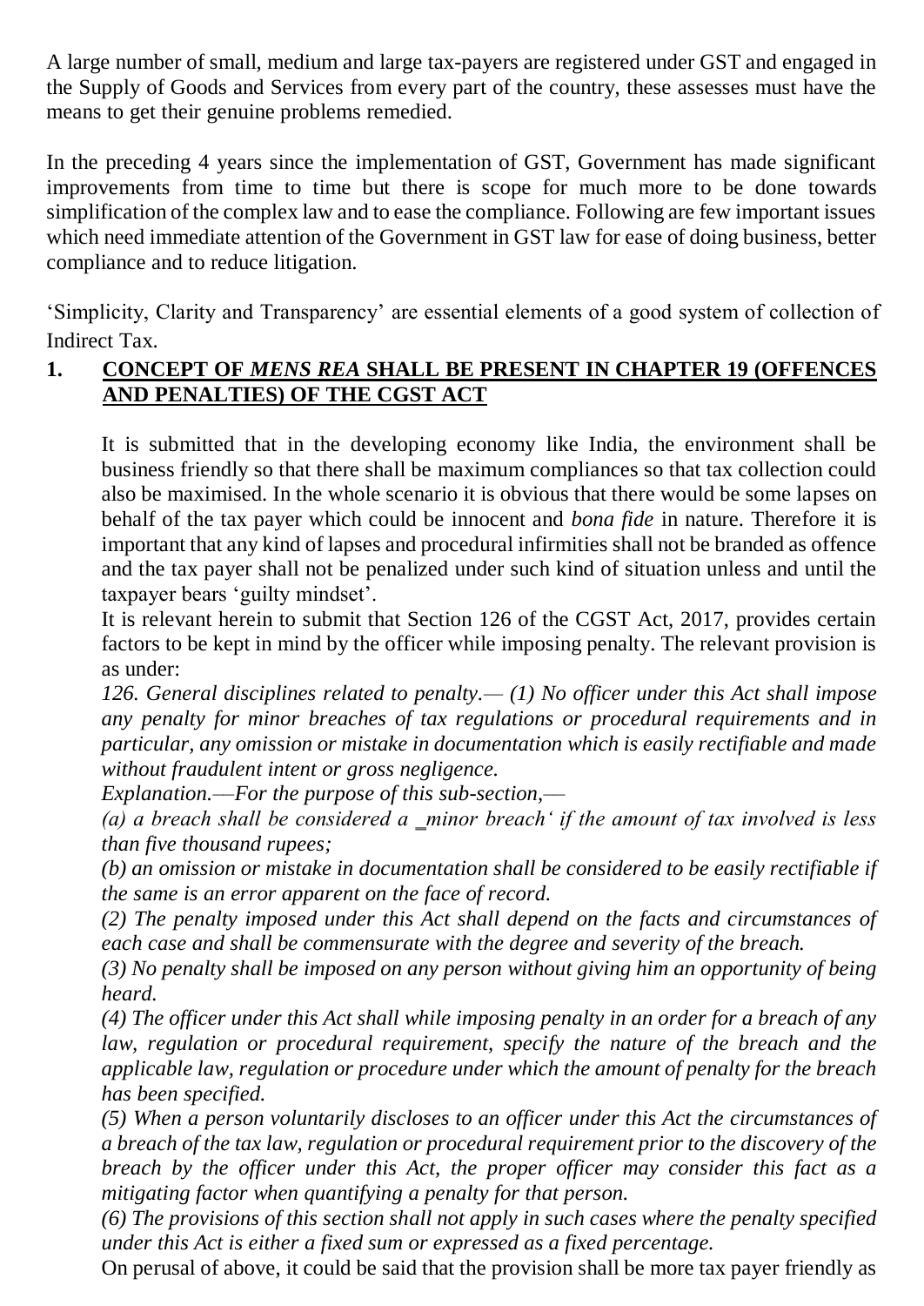A large number of small, medium and large tax-payers are registered under GST and engaged in the Supply of Goods and Services from every part of the country, these assesses must have the means to get their genuine problems remedied.

In the preceding 4 years since the implementation of GST, Government has made significant improvements from time to time but there is scope for much more to be done towards simplification of the complex law and to ease the compliance. Following are few important issues which need immediate attention of the Government in GST law for ease of doing business, better compliance and to reduce litigation.

'Simplicity, Clarity and Transparency' are essential elements of a good system of collection of Indirect Tax.

## 1. CONCEPT OF *MENS REA* SHALL BE PRESENT IN CHAPTER 19 (OFFENCES AND PENALTIES) OF THE CGST ACT

It is submitted that in the developing economy like India, the environment shall be business friendly so that there shall be maximum compliances so that tax collection could also be maximised. In the whole scenario it is obvious that there would be some lapses on behalf of the tax payer which could be innocent and *bona fide* in nature. Therefore it is important that any kind of lapses and procedural infirmities shall not be branded as offence and the tax payer shall not be penalized under such kind of situation unless and until the taxpayer bears 'guilty mindset'.

It is relevant herein to submit that Section 126 of the CGST Act, 2017, provides certain factors to be kept in mind by the officer while imposing penalty. The relevant provision is as under:

*126. General disciplines related to penalty.— (1) No officer under this Act shall impose any penalty for minor breaches of tax regulations or procedural requirements and in particular, any omission or mistake in documentation which is easily rectifiable and made without fraudulent intent or gross negligence.*

*Explanation.—For the purpose of this sub-section,—*

*(a) a breach shall be considered a ‗minor breach' if the amount of tax involved is less than five thousand rupees;*

*(b) an omission or mistake in documentation shall be considered to be easily rectifiable if the same is an error apparent on the face of record.*

*(2) The penalty imposed under this Act shall depend on the facts and circumstances of each case and shall be commensurate with the degree and severity of the breach.*

*(3) No penalty shall be imposed on any person without giving him an opportunity of being heard.*

*(4) The officer under this Act shall while imposing penalty in an order for a breach of any law, regulation or procedural requirement, specify the nature of the breach and the applicable law, regulation or procedure under which the amount of penalty for the breach has been specified.*

*(5) When a person voluntarily discloses to an officer under this Act the circumstances of a breach of the tax law, regulation or procedural requirement prior to the discovery of the breach by the officer under this Act, the proper officer may consider this fact as a mitigating factor when quantifying a penalty for that person.*

*(6) The provisions of this section shall not apply in such cases where the penalty specified under this Act is either a fixed sum or expressed as a fixed percentage.*

On perusal of above, it could be said that the provision shall be more tax payer friendly as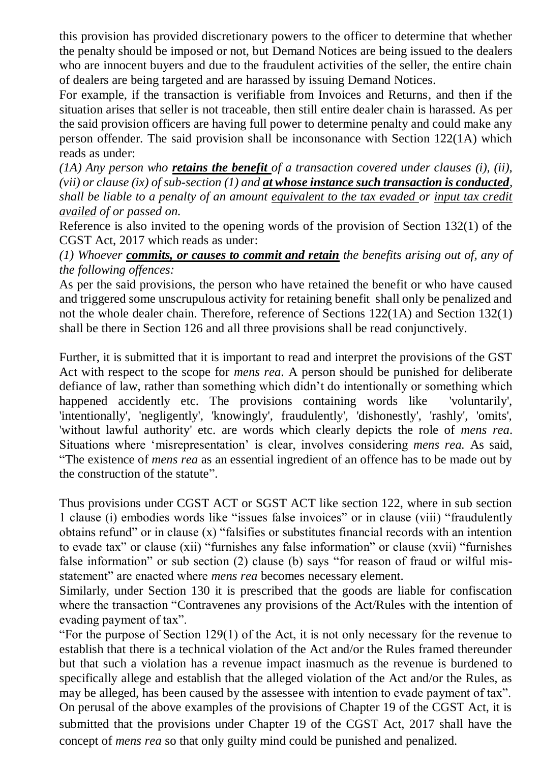this provision has provided discretionary powers to the officer to determine that whether the penalty should be imposed or not, but Demand Notices are being issued to the dealers who are innocent buyers and due to the fraudulent activities of the seller, the entire chain of dealers are being targeted and are harassed by issuing Demand Notices.

For example, if the transaction is verifiable from Invoices and Returns, and then if the situation arises that seller is not traceable, then still entire dealer chain is harassed. As per the said provision officers are having full power to determine penalty and could make any person offender. The said provision shall be inconsonance with Section 122(1A) which reads as under:

*(1A) Any person who **retains the benefit** of a transaction covered under clauses (i), (ii), (vii) or clause (ix) of sub-section (1) and **at whose instance such transaction is conducted**, shall be liable to a penalty of an amount equivalent to the tax evaded or input tax credit availed of or passed on.*

Reference is also invited to the opening words of the provision of Section 132(1) of the CGST Act, 2017 which reads as under:

*(1) Whoever **commits, or causes to commit and retain** the benefits arising out of, any of the following offences:*

As per the said provisions, the person who have retained the benefit or who have caused and triggered some unscrupulous activity for retaining benefit shall only be penalized and not the whole dealer chain. Therefore, reference of Sections 122(1A) and Section 132(1) shall be there in Section 126 and all three provisions shall be read conjunctively.

Further, it is submitted that it is important to read and interpret the provisions of the GST Act with respect to the scope for *mens rea*. A person should be punished for deliberate defiance of law, rather than something which didn't do intentionally or something which happened accidently etc. The provisions containing words like 'voluntarily', 'intentionally', 'negligently', 'knowingly', fraudulently', 'dishonestly', 'rashly', 'omits', 'without lawful authority' etc. are words which clearly depicts the role of *mens rea*. Situations where 'misrepresentation' is clear, involves considering *mens rea.* As said, "The existence of *mens rea* as an essential ingredient of an offence has to be made out by the construction of the statute".

Thus provisions under CGST ACT or SGST ACT like section 122, where in sub section 1 clause (i) embodies words like "issues false invoices" or in clause (viii) "fraudulently obtains refund" or in clause (x) "falsifies or substitutes financial records with an intention to evade tax" or clause (xii) "furnishes any false information" or clause (xvii) "furnishes false information" or sub section (2) clause (b) says "for reason of fraud or wilful mis-statement" are enacted where *mens rea* becomes necessary element.

Similarly, under Section 130 it is prescribed that the goods are liable for confiscation where the transaction "Contravenes any provisions of the Act/Rules with the intention of evading payment of tax".

"For the purpose of Section 129(1) of the Act, it is not only necessary for the revenue to establish that there is a technical violation of the Act and/or the Rules framed thereunder but that such a violation has a revenue impact inasmuch as the revenue is burdened to specifically allege and establish that the alleged violation of the Act and/or the Rules, as may be alleged, has been caused by the assessee with intention to evade payment of tax".

On perusal of the above examples of the provisions of Chapter 19 of the CGST Act, it is submitted that the provisions under Chapter 19 of the CGST Act, 2017 shall have the concept of *mens rea* so that only guilty mind could be punished and penalized.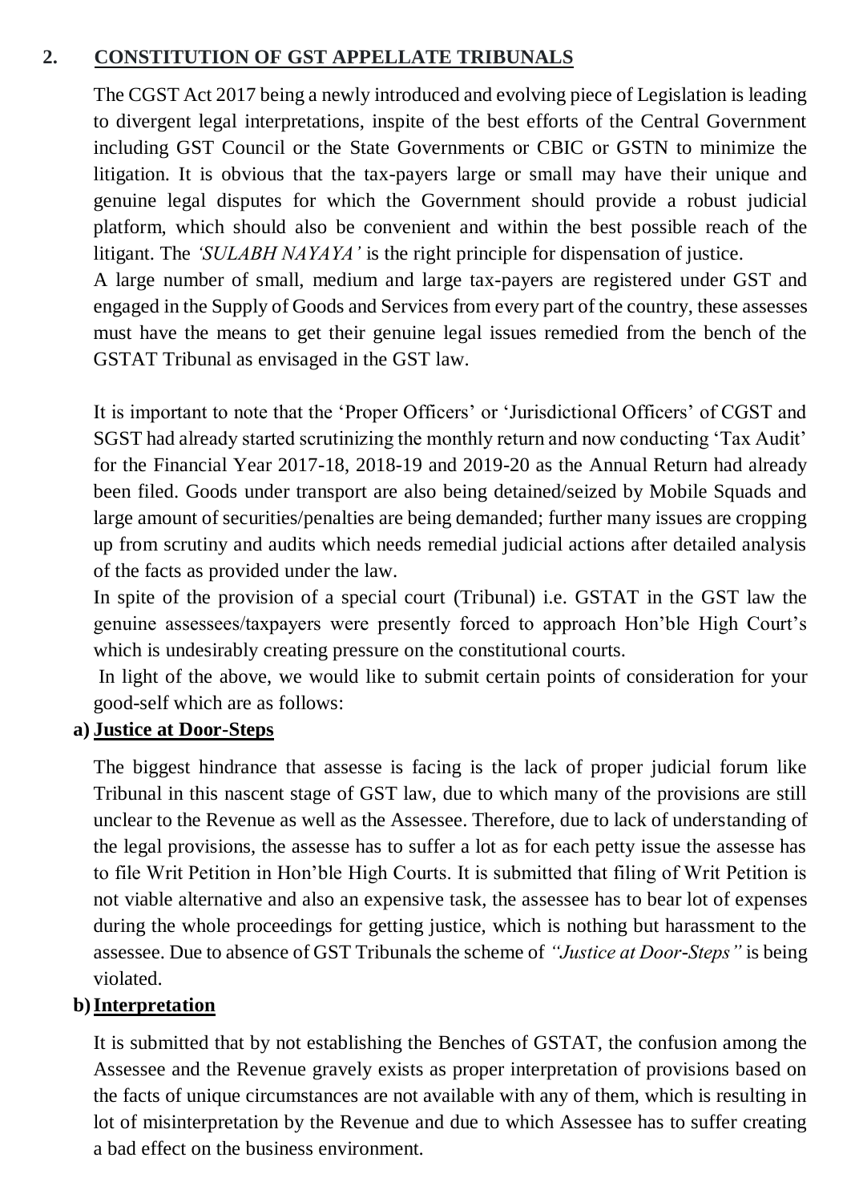## 2. CONSTITUTION OF GST APPELLATE TRIBUNALS

The CGST Act 2017 being a newly introduced and evolving piece of Legislation is leading to divergent legal interpretations, inspite of the best efforts of the Central Government including GST Council or the State Governments or CBIC or GSTN to minimize the litigation. It is obvious that the tax-payers large or small may have their unique and genuine legal disputes for which the Government should provide a robust judicial platform, which should also be convenient and within the best possible reach of the litigant. The *'SULABH NAYAYA'* is the right principle for dispensation of justice.

A large number of small, medium and large tax-payers are registered under GST and engaged in the Supply of Goods and Services from every part of the country, these assesses must have the means to get their genuine legal issues remedied from the bench of the GSTAT Tribunal as envisaged in the GST law.

It is important to note that the 'Proper Officers' or 'Jurisdictional Officers' of CGST and SGST had already started scrutinizing the monthly return and now conducting 'Tax Audit' for the Financial Year 2017-18, 2018-19 and 2019-20 as the Annual Return had already been filed. Goods under transport are also being detained/seized by Mobile Squads and large amount of securities/penalties are being demanded; further many issues are cropping up from scrutiny and audits which needs remedial judicial actions after detailed analysis of the facts as provided under the law.

In spite of the provision of a special court (Tribunal) i.e. GSTAT in the GST law the genuine assessees/taxpayers were presently forced to approach Hon'ble High Court's which is undesirably creating pressure on the constitutional courts.

In light of the above, we would like to submit certain points of consideration for your good-self which are as follows:

**a) Justice at Door-Steps**

The biggest hindrance that assesse is facing is the lack of proper judicial forum like Tribunal in this nascent stage of GST law, due to which many of the provisions are still unclear to the Revenue as well as the Assessee. Therefore, due to lack of understanding of the legal provisions, the assese has to suffer a lot as for each petty issue the assese has to file Writ Petition in Hon'ble High Courts. It is submitted that filing of Writ Petition is not viable alternative and also an expensive task, the assessee has to bear lot of expenses during the whole proceedings for getting justice, which is nothing but harassment to the assessee. Due to absence of GST Tribunals the scheme of *"Justice at Door-Steps"* is being violated.

**b) Interpretation**

It is submitted that by not establishing the Benches of GSTAT, the confusion among the Assessee and the Revenue gravely exists as proper interpretation of provisions based on the facts of unique circumstances are not available with any of them, which is resulting in lot of misinterpretation by the Revenue and due to which Assessee has to suffer creating a bad effect on the business environment.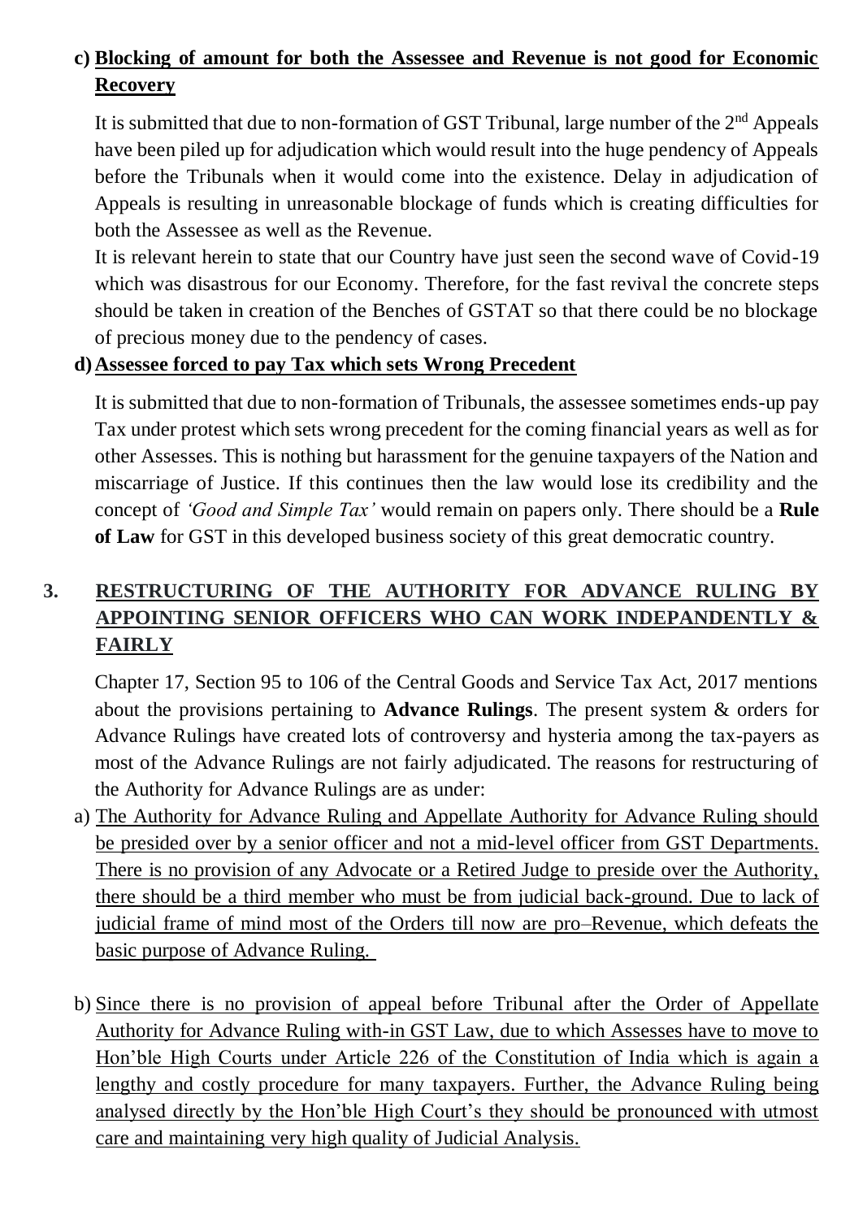c) **Blocking of amount for both the Assessee and Revenue is not good for Economic Recovery**

It is submitted that due to non-formation of GST Tribunal, large number of the 2nd Appeals have been piled up for adjudication which would result into the huge pendency of Appeals before the Tribunals when it would come into the existence. Delay in adjudication of Appeals is resulting in unreasonable blockage of funds which is creating difficulties for both the Assessee as well as the Revenue.

It is relevant herein to state that our Country have just seen the second wave of Covid-19 which was disastrous for our Economy. Therefore, for the fast revival the concrete steps should be taken in creation of the Benches of GSTAT so that there could be no blockage of precious money due to the pendency of cases.

d) **Assessee forced to pay Tax which sets Wrong Precedent**

It is submitted that due to non-formation of Tribunals, the assessee sometimes ends-up pay Tax under protest which sets wrong precedent for the coming financial years as well as for other Assesses. This is nothing but harassment for the genuine taxpayers of the Nation and miscarriage of Justice. If this continues then the law would lose its credibility and the concept of *'Good and Simple Tax'* would remain on papers only. There should be a **Rule of Law** for GST in this developed business society of this great democratic country.

## 3. RESTRUCTURING OF THE AUTHORITY FOR ADVANCE RULING BY APPOINTING SENIOR OFFICERS WHO CAN WORK INDEPANDENTLY & FAIRLY

Chapter 17, Section 95 to 106 of the Central Goods and Service Tax Act, 2017 mentions about the provisions pertaining to **Advance Rulings**. The present system & orders for Advance Rulings have created lots of controversy and hysteria among the tax-payers as most of the Advance Rulings are not fairly adjudicated. The reasons for restructuring of the Authority for Advance Rulings are as under:

a) The Authority for Advance Ruling and Appellate Authority for Advance Ruling should be presided over by a senior officer and not a mid-level officer from GST Departments. There is no provision of any Advocate or a Retired Judge to preside over the Authority, there should be a third member who must be from judicial back-ground. Due to lack of judicial frame of mind most of the Orders till now are pro–Revenue, which defeats the basic purpose of Advance Ruling.

b) Since there is no provision of appeal before Tribunal after the Order of Appellate Authority for Advance Ruling with-in GST Law, due to which Assesses have to move to Hon'ble High Courts under Article 226 of the Constitution of India which is again a lengthy and costly procedure for many taxpayers. Further, the Advance Ruling being analysed directly by the Hon'ble High Court's they should be pronounced with utmost care and maintaining very high quality of Judicial Analysis.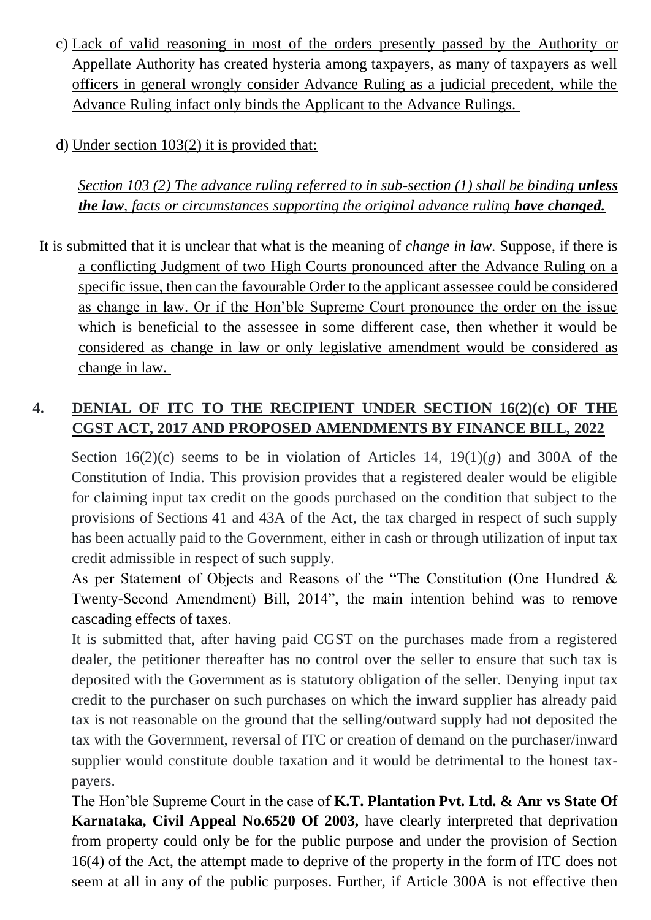c) Lack of valid reasoning in most of the orders presently passed by the Authority or Appellate Authority has created hysteria among taxpayers, as many of taxpayers as well officers in general wrongly consider Advance Ruling as a judicial precedent, while the Advance Ruling infact only binds the Applicant to the Advance Rulings.

d) Under section 103(2) it is provided that:

> *Section 103 (2) The advance ruling referred to in sub-section (1) shall be binding **unless the law**, facts or circumstances supporting the original advance ruling **have changed.***

It is submitted that it is unclear that what is the meaning of *change in law*. Suppose, if there is a conflicting Judgment of two High Courts pronounced after the Advance Ruling on a specific issue, then can the favourable Order to the applicant assessee could be considered as change in law. Or if the Hon'ble Supreme Court pronounce the order on the issue which is beneficial to the assessee in some different case, then whether it would be considered as change in law or only legislative amendment would be considered as change in law.

## 4. DENIAL OF ITC TO THE RECIPIENT UNDER SECTION 16(2)(c) OF THE CGST ACT, 2017 AND PROPOSED AMENDMENTS BY FINANCE BILL, 2022

Section 16(2)(c) seems to be in violation of Articles 14, 19(1)(*g*) and 300A of the Constitution of India. This provision provides that a registered dealer would be eligible for claiming input tax credit on the goods purchased on the condition that subject to the provisions of Sections 41 and 43A of the Act, the tax charged in respect of such supply has been actually paid to the Government, either in cash or through utilization of input tax credit admissible in respect of such supply.

As per Statement of Objects and Reasons of the "The Constitution (One Hundred & Twenty-Second Amendment) Bill, 2014", the main intention behind was to remove cascading effects of taxes.

It is submitted that, after having paid CGST on the purchases made from a registered dealer, the petitioner thereafter has no control over the seller to ensure that such tax is deposited with the Government as is statutory obligation of the seller. Denying input tax credit to the purchaser on such purchases on which the inward supplier has already paid tax is not reasonable on the ground that the selling/outward supply had not deposited the tax with the Government, reversal of ITC or creation of demand on the purchaser/inward supplier would constitute double taxation and it would be detrimental to the honest tax-payers.

The Hon'ble Supreme Court in the case of **K.T. Plantation Pvt. Ltd. & Anr vs State Of Karnataka, Civil Appeal No.6520 Of 2003,** have clearly interpreted that deprivation from property could only be for the public purpose and under the provision of Section 16(4) of the Act, the attempt made to deprive of the property in the form of ITC does not seem at all in any of the public purposes. Further, if Article 300A is not effective then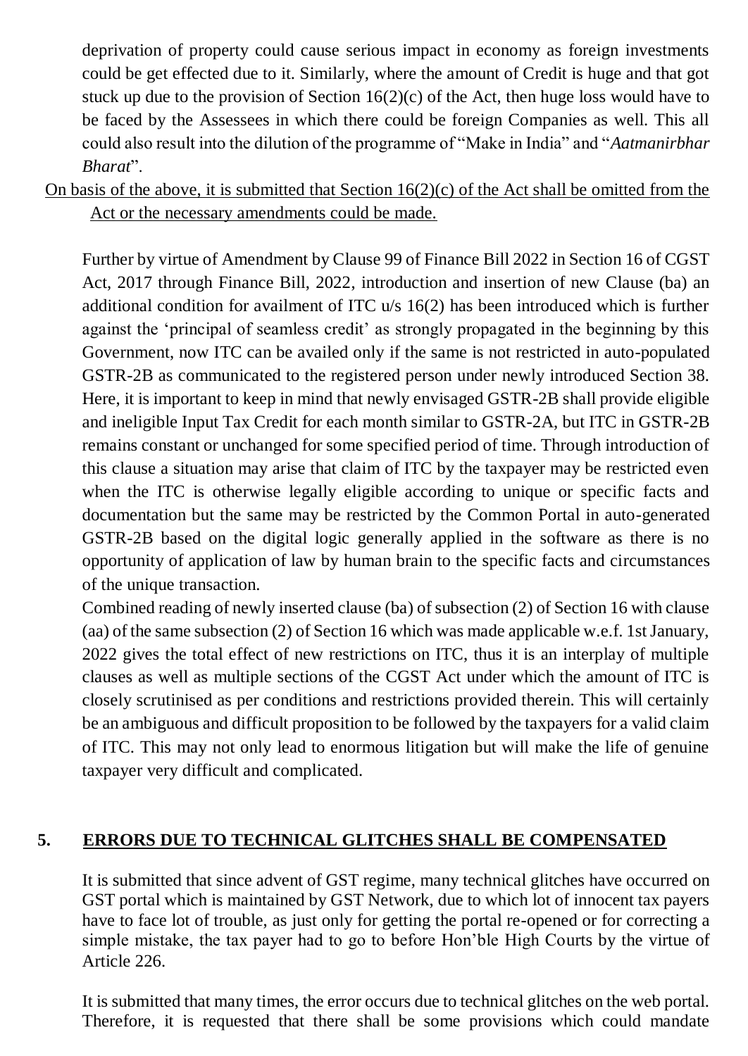deprivation of property could cause serious impact in economy as foreign investments could be get effected due to it. Similarly, where the amount of Credit is huge and that got stuck up due to the provision of Section 16(2)(c) of the Act, then huge loss would have to be faced by the Assessees in which there could be foreign Companies as well. This all could also result into the dilution of the programme of "Make in India" and "*Aatmanirbhar Bharat*".

<u>On basis of the above, it is submitted that Section 16(2)(c) of the Act shall be omitted from the Act or the necessary amendments could be made.</u>

Further by virtue of Amendment by Clause 99 of Finance Bill 2022 in Section 16 of CGST Act, 2017 through Finance Bill, 2022, introduction and insertion of new Clause (ba) an additional condition for availment of ITC u/s 16(2) has been introduced which is further against the 'principal of seamless credit' as strongly propagated in the beginning by this Government, now ITC can be availed only if the same is not restricted in auto-populated GSTR-2B as communicated to the registered person under newly introduced Section 38. Here, it is important to keep in mind that newly envisaged GSTR-2B shall provide eligible and ineligible Input Tax Credit for each month similar to GSTR-2A, but ITC in GSTR-2B remains constant or unchanged for some specified period of time. Through introduction of this clause a situation may arise that claim of ITC by the taxpayer may be restricted even when the ITC is otherwise legally eligible according to unique or specific facts and documentation but the same may be restricted by the Common Portal in auto-generated GSTR-2B based on the digital logic generally applied in the software as there is no opportunity of application of law by human brain to the specific facts and circumstances of the unique transaction.

Combined reading of newly inserted clause (ba) of subsection (2) of Section 16 with clause (aa) of the same subsection (2) of Section 16 which was made applicable w.e.f. 1st January, 2022 gives the total effect of new restrictions on ITC, thus it is an interplay of multiple clauses as well as multiple sections of the CGST Act under which the amount of ITC is closely scrutinised as per conditions and restrictions provided therein. This will certainly be an ambiguous and difficult proposition to be followed by the taxpayers for a valid claim of ITC. This may not only lead to enormous litigation but will make the life of genuine taxpayer very difficult and complicated.

## 5. <u>ERRORS DUE TO TECHNICAL GLITCHES SHALL BE COMPENSATED</u>

It is submitted that since advent of GST regime, many technical glitches have occurred on GST portal which is maintained by GST Network, due to which lot of innocent tax payers have to face lot of trouble, as just only for getting the portal re-opened or for correcting a simple mistake, the tax payer had to go to before Hon'ble High Courts by the virtue of Article 226.

It is submitted that many times, the error occurs due to technical glitches on the web portal. Therefore, it is requested that there shall be some provisions which could mandate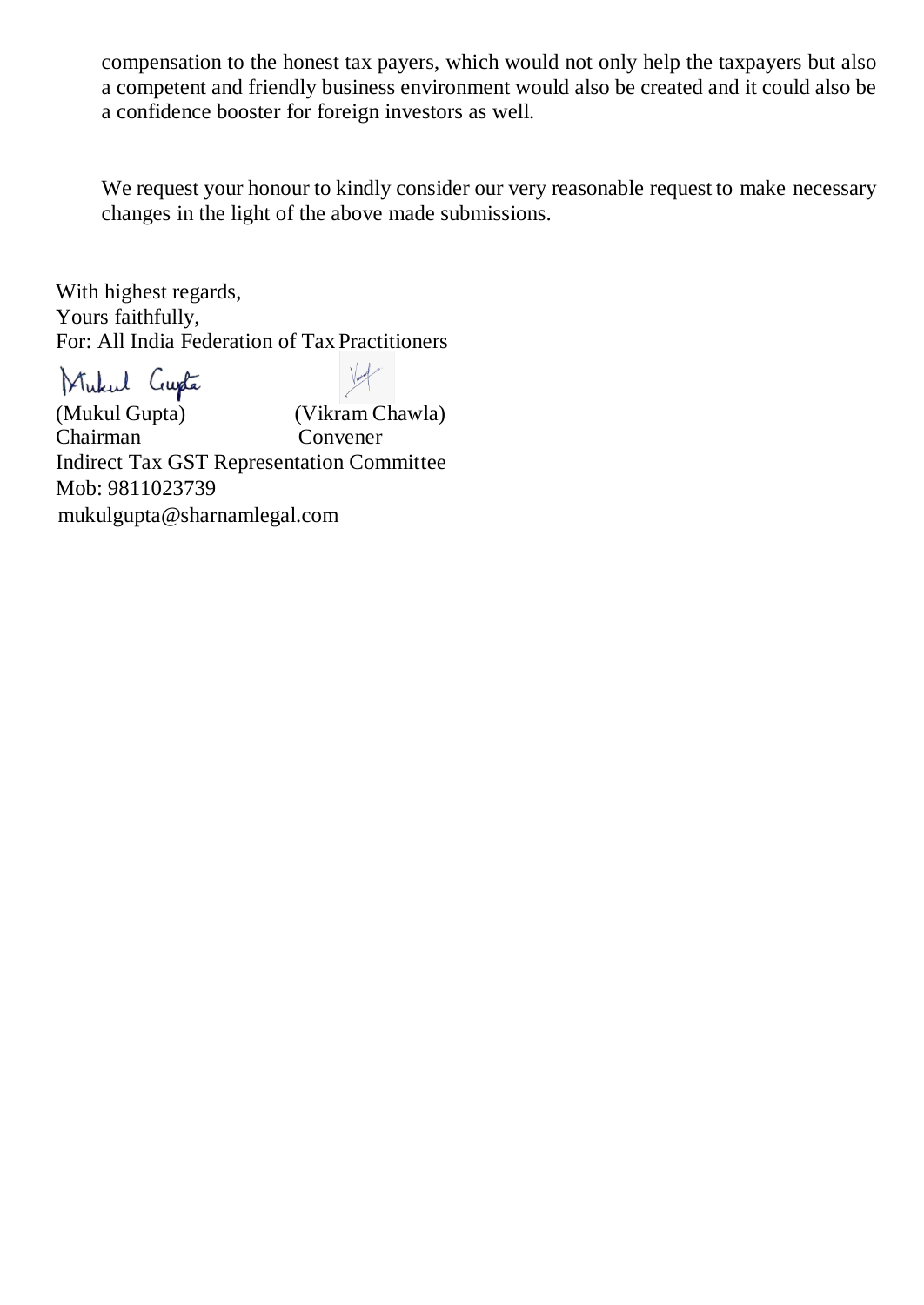compensation to the honest tax payers, which would not only help the taxpayers but also a competent and friendly business environment would also be created and it could also be a confidence booster for foreign investors as well.

We request your honour to kindly consider our very reasonable request to make necessary changes in the light of the above made submissions.

With highest regards,
Yours faithfully,
For: All India Federation of Tax Practitioners

(Mukul Gupta) (Vikram Chawla)
Chairman Convener
Indirect Tax GST Representation Committee
Mob: 9811023739
mukulgupta@sharnamlegal.com